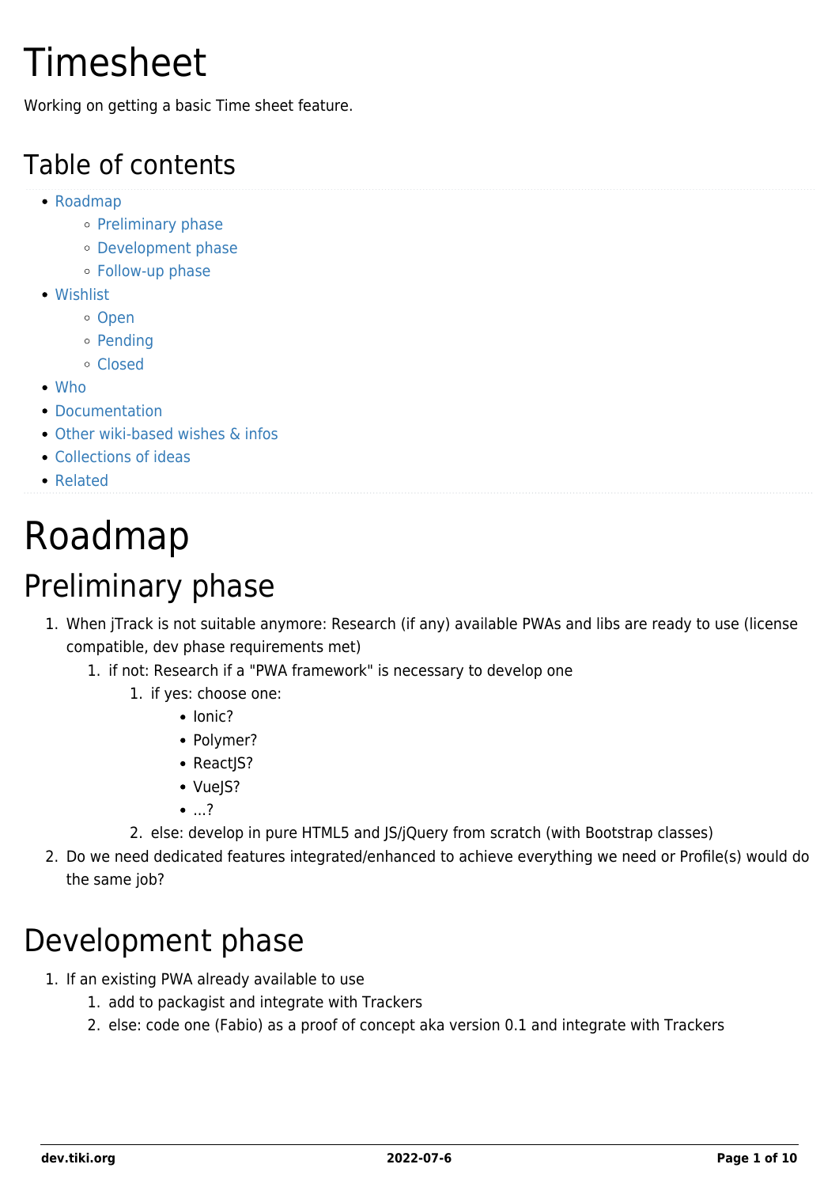# Timesheet

Working on getting a basic Time sheet feature.

## Table of contents

- Roadmap
  - Preliminary phase
  - Development phase
  - Follow-up phase
- Wishlist
  - Open
  - Pending
  - Closed
- Who
- Documentation
- Other wiki-based wishes & infos
- Collections of ideas
- Related

# Roadmap

# Preliminary phase

1. When jTrack is not suitable anymore: Research (if any) available PWAs and libs are ready to use (license compatible, dev phase requirements met)
   1. if not: Research if a "PWA framework" is necessary to develop one
      1. if yes: choose one:
         - Ionic?
         - Polymer?
         - ReactJS?
         - VueJS?
         - ...?
      2. else: develop in pure HTML5 and JS/jQuery from scratch (with Bootstrap classes)
2. Do we need dedicated features integrated/enhanced to achieve everything we need or Profile(s) would do the same job?

## Development phase

1. If an existing PWA already available to use
   1. add to packagist and integrate with Trackers
   2. else: code one (Fabio) as a proof of concept aka version 0.1 and integrate with Trackers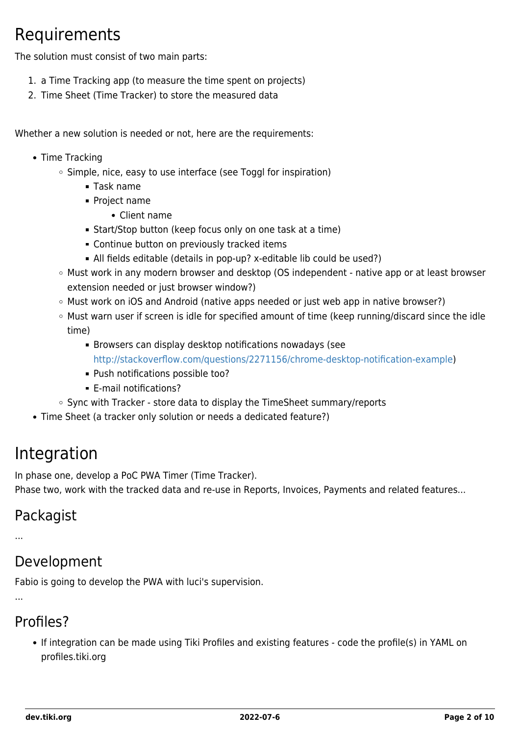# Requirements

The solution must consist of two main parts:

1. a Time Tracking app (to measure the time spent on projects)
2. Time Sheet (Time Tracker) to store the measured data

Whether a new solution is needed or not, here are the requirements:

- Time Tracking
  - Simple, nice, easy to use interface (see Toggl for inspiration)
    - Task name
    - Project name
      - Client name
    - Start/Stop button (keep focus only on one task at a time)
    - Continue button on previously tracked items
    - All fields editable (details in pop-up? x-editable lib could be used?)
  - Must work in any modern browser and desktop (OS independent - native app or at least browser extension needed or just browser window?)
  - Must work on iOS and Android (native apps needed or just web app in native browser?)
  - Must warn user if screen is idle for specified amount of time (keep running/discard since the idle time)
    - Browsers can display desktop notifications nowadays (see http://stackoverflow.com/questions/2271156/chrome-desktop-notification-example)
    - Push notifications possible too?
    - E-mail notifications?
  - Sync with Tracker - store data to display the TimeSheet summary/reports
- Time Sheet (a tracker only solution or needs a dedicated feature?)

# Integration

In phase one, develop a PoC PWA Timer (Time Tracker).
Phase two, work with the tracked data and re-use in Reports, Invoices, Payments and related features...

## Packagist

...

## Development

Fabio is going to develop the PWA with luci's supervision.

...

## Profiles?

- If integration can be made using Tiki Profiles and existing features - code the profile(s) in YAML on profiles.tiki.org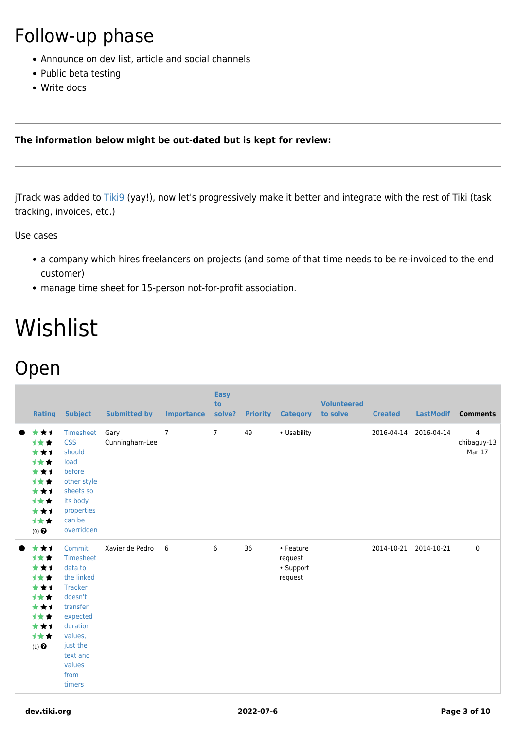# Follow-up phase

- Announce on dev list, article and social channels
- Public beta testing
- Write docs

---

**The information below might be out-dated but is kept for review:**

---

jTrack was added to Tiki9 (yay!), now let's progressively make it better and integrate with the rest of Tiki (task tracking, invoices, etc.)

Use cases

- a company which hires freelancers on projects (and some of that time needs to be re-invoiced to the end customer)
- manage time sheet for 15-person not-for-profit association.

# Wishlist

## Open

| | Rating | Subject | Submitted by | Importance | Easy to solve? | Priority | Category | Volunteered to solve | Created | LastModif | Comments |
|---|---|---|---|---|---|---|---|---|---|---|---|
| ● | (0) | Timesheet CSS should load before other style sheets so its body properties can be overridden | Gary Cunningham-Lee | 7 | 7 | 49 | • Usability | | 2016-04-14 | 2016-04-14 | 4 chibaguy-13 Mar 17 |
| ● | (1) | Commit Timesheet data to the linked Tracker doesn't transfer expected duration values, just the text and values from timers | Xavier de Pedro | 6 | 6 | 36 | • Feature request • Support request | | 2014-10-21 | 2014-10-21 | 0 |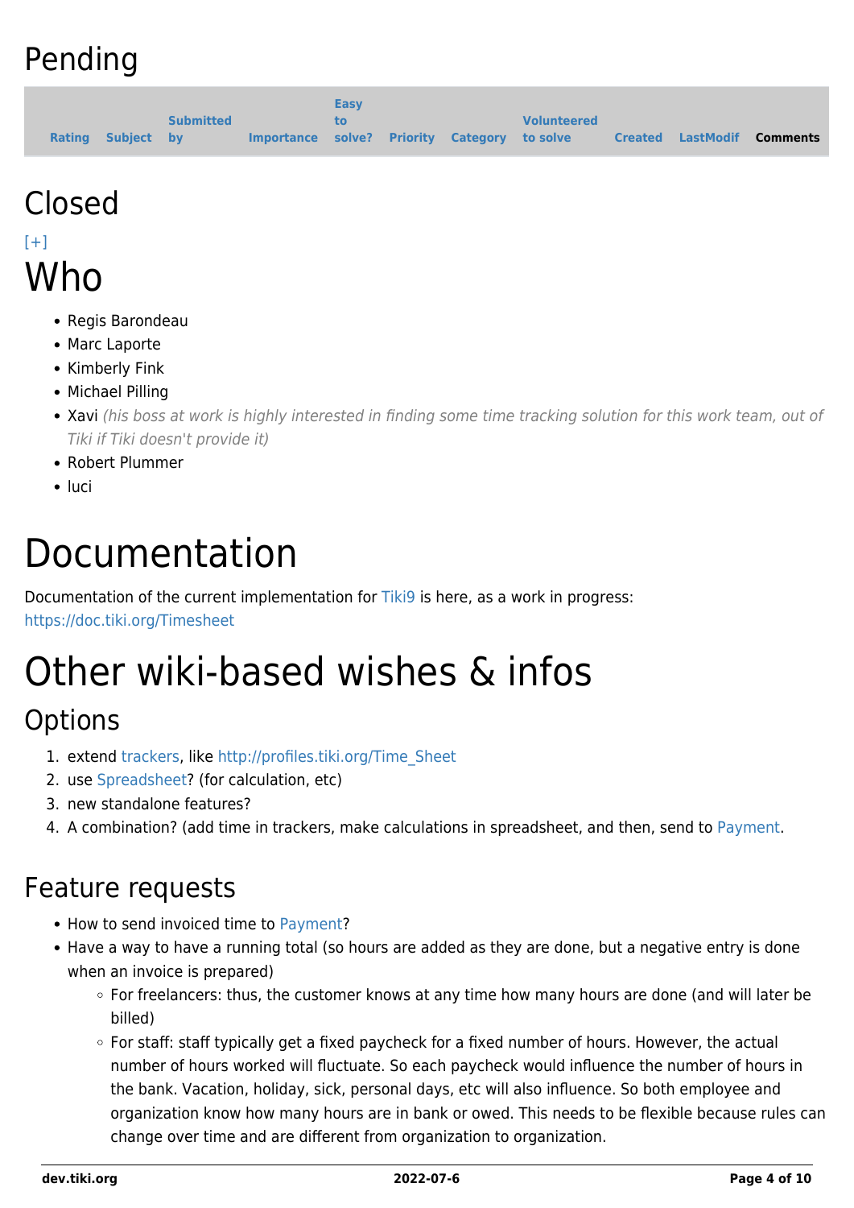# Pending

| Rating | Subject | Submitted by | Importance | Easy to solve? | Priority | Category | Volunteered to solve | Created | LastModif | Comments |
|---|---|---|---|---|---|---|---|---|---|---|

# Closed

[+]

# Who

- Regis Barondeau
- Marc Laporte
- Kimberly Fink
- Michael Pilling
- Xavi *(his boss at work is highly interested in finding some time tracking solution for this work team, out of Tiki if Tiki doesn't provide it)*
- Robert Plummer
- luci

# Documentation

Documentation of the current implementation for Tiki9 is here, as a work in progress:
https://doc.tiki.org/Timesheet

# Other wiki-based wishes & infos

## Options

1. extend trackers, like http://profiles.tiki.org/Time_Sheet
2. use Spreadsheet? (for calculation, etc)
3. new standalone features?
4. A combination? (add time in trackers, make calculations in spreadsheet, and then, send to Payment.

## Feature requests

- How to send invoiced time to Payment?
- Have a way to have a running total (so hours are added as they are done, but a negative entry is done when an invoice is prepared)
  - For freelancers: thus, the customer knows at any time how many hours are done (and will later be billed)
  - For staff: staff typically get a fixed paycheck for a fixed number of hours. However, the actual number of hours worked will fluctuate. So each paycheck would influence the number of hours in the bank. Vacation, holiday, sick, personal days, etc will also influence. So both employee and organization know how many hours are in bank or owed. This needs to be flexible because rules can change over time and are different from organization to organization.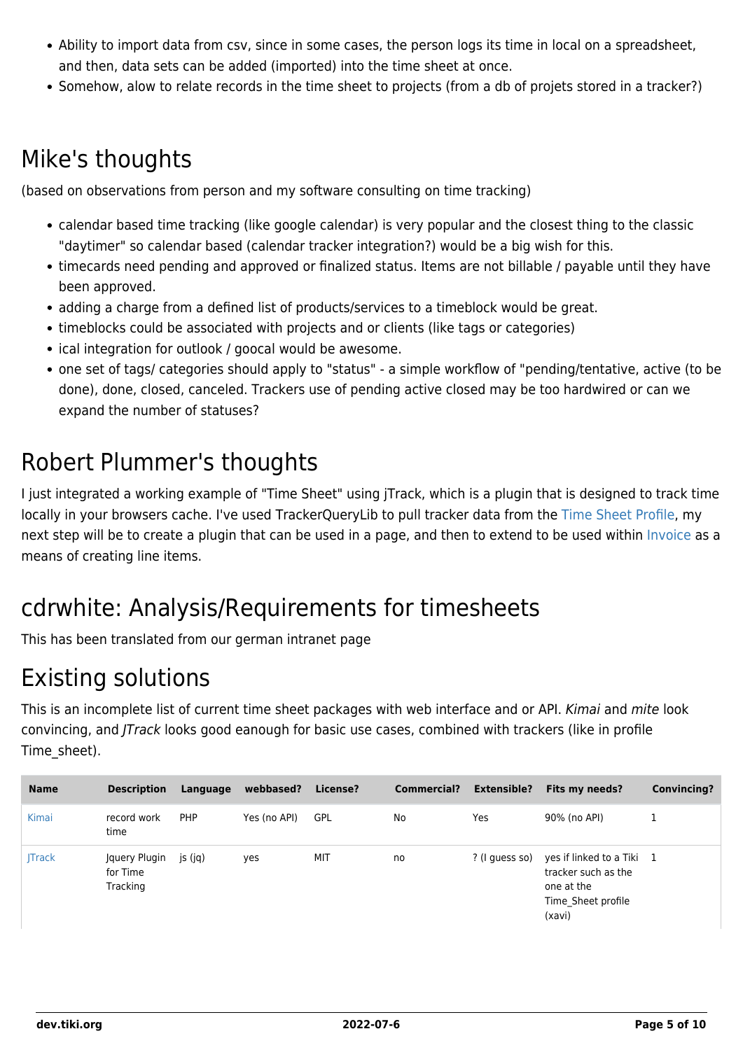- Ability to import data from csv, since in some cases, the person logs its time in local on a spreadsheet, and then, data sets can be added (imported) into the time sheet at once.
- Somehow, alow to relate records in the time sheet to projects (from a db of projets stored in a tracker?)

## Mike's thoughts

(based on observations from person and my software consulting on time tracking)

- calendar based time tracking (like google calendar) is very popular and the closest thing to the classic "daytimer" so calendar based (calendar tracker integration?) would be a big wish for this.
- timecards need pending and approved or finalized status. Items are not billable / payable until they have been approved.
- adding a charge from a defined list of products/services to a timeblock would be great.
- timeblocks could be associated with projects and or clients (like tags or categories)
- ical integration for outlook / goocal would be awesome.
- one set of tags/ categories should apply to "status" - a simple workflow of "pending/tentative, active (to be done), done, closed, canceled. Trackers use of pending active closed may be too hardwired or can we expand the number of statuses?

## Robert Plummer's thoughts

I just integrated a working example of "Time Sheet" using jTrack, which is a plugin that is designed to track time locally in your browsers cache. I've used TrackerQueryLib to pull tracker data from the Time Sheet Profile, my next step will be to create a plugin that can be used in a page, and then to extend to be used within Invoice as a means of creating line items.

## cdrwhite: Analysis/Requirements for timesheets

This has been translated from our german intranet page

## Existing solutions

This is an incomplete list of current time sheet packages with web interface and or API. *Kimai* and *mite* look convincing, and *JTrack* looks good eanough for basic use cases, combined with trackers (like in profile Time_sheet).

| Name | Description | Language | webbased? | License? | Commercial? | Extensible? | Fits my needs? | Convincing? |
|---|---|---|---|---|---|---|---|---|
| Kimai | record work time | PHP | Yes (no API) | GPL | No | Yes | 90% (no API) | 1 |
| JTrack | Jquery Plugin for Time Tracking | js (jq) | yes | MIT | no | ? (I guess so) | yes if linked to a Tiki tracker such as the one at the Time_Sheet profile (xavi) | 1 |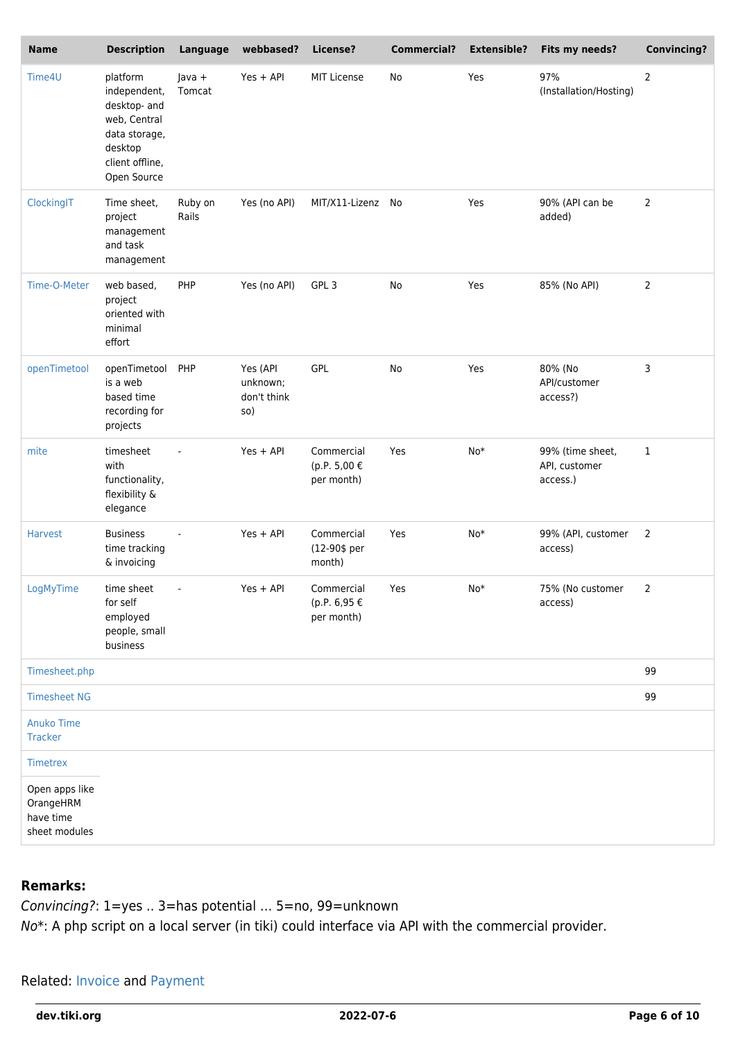| Name | Description | Language | webbased? | License? | Commercial? | Extensible? | Fits my needs? | Convincing? |
|---|---|---|---|---|---|---|---|---|
| Time4U | platform independent, desktop- and web, Central data storage, desktop client offline, Open Source | Java + Tomcat | Yes + API | MIT License | No | Yes | 97% (Installation/Hosting) | 2 |
| ClockingIT | Time sheet, project management and task management | Ruby on Rails | Yes (no API) | MIT/X11-Lizenz | No | Yes | 90% (API can be added) | 2 |
| Time-O-Meter | web based, project oriented with minimal effort | PHP | Yes (no API) | GPL 3 | No | Yes | 85% (No API) | 2 |
| openTimetool | openTimetool is a web based time recording for projects | PHP | Yes (API unknown; don't think so) | GPL | No | Yes | 80% (No API/customer access?) | 3 |
| mite | timesheet with functionality, flexibility & elegance | - | Yes + API | Commercial (p.P. 5,00 € per month) | Yes | No* | 99% (time sheet, API, customer access.) | 1 |
| Harvest | Business time tracking & invoicing | - | Yes + API | Commercial (12-90$ per month) | Yes | No* | 99% (API, customer access) | 2 |
| LogMyTime | time sheet for self employed people, small business | - | Yes + API | Commercial (p.P. 6,95 € per month) | Yes | No* | 75% (No customer access) | 2 |
| Timesheet.php | | | | | | | | 99 |
| Timesheet NG | | | | | | | | 99 |
| Anuko Time Tracker | | | | | | | | |
| Timetrex | | | | | | | | |
| Open apps like OrangeHRM have time sheet modules | | | | | | | | |

## Remarks:

*Convincing?*: 1=yes .. 3=has potential ... 5=no, 99=unknown
*No**: A php script on a local server (in tiki) could interface via API with the commercial provider.

Related: Invoice and Payment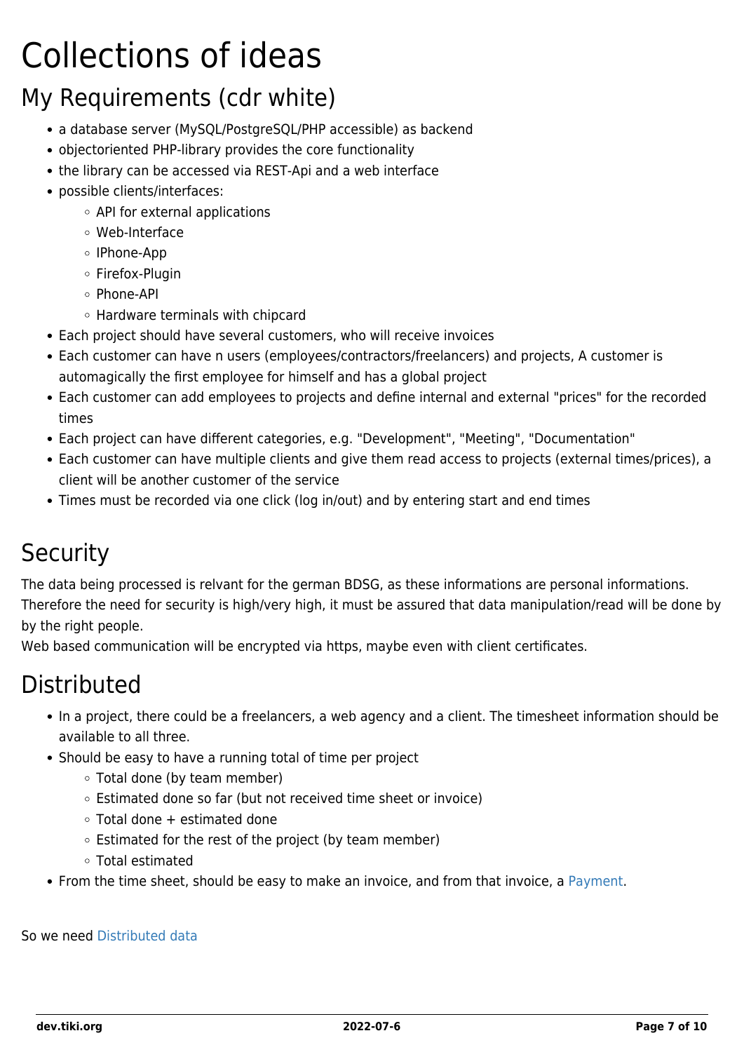# Collections of ideas

## My Requirements (cdr white)

- a database server (MySQL/PostgreSQL/PHP accessible) as backend
- objectoriented PHP-library provides the core functionality
- the library can be accessed via REST-Api and a web interface
- possible clients/interfaces:
  - API for external applications
  - Web-Interface
  - IPhone-App
  - Firefox-Plugin
  - Phone-API
  - Hardware terminals with chipcard
- Each project should have several customers, who will receive invoices
- Each customer can have n users (employees/contractors/freelancers) and projects, A customer is automagically the first employee for himself and has a global project
- Each customer can add employees to projects and define internal and external "prices" for the recorded times
- Each project can have different categories, e.g. "Development", "Meeting", "Documentation"
- Each customer can have multiple clients and give them read access to projects (external times/prices), a client will be another customer of the service
- Times must be recorded via one click (log in/out) and by entering start and end times

## Security

The data being processed is relvant for the german BDSG, as these informations are personal informations. Therefore the need for security is high/very high, it must be assured that data manipulation/read will be done by by the right people.
Web based communication will be encrypted via https, maybe even with client certificates.

## Distributed

- In a project, there could be a freelancers, a web agency and a client. The timesheet information should be available to all three.
- Should be easy to have a running total of time per project
  - Total done (by team member)
  - Estimated done so far (but not received time sheet or invoice)
  - Total done + estimated done
  - Estimated for the rest of the project (by team member)
  - Total estimated
- From the time sheet, should be easy to make an invoice, and from that invoice, a Payment.

So we need Distributed data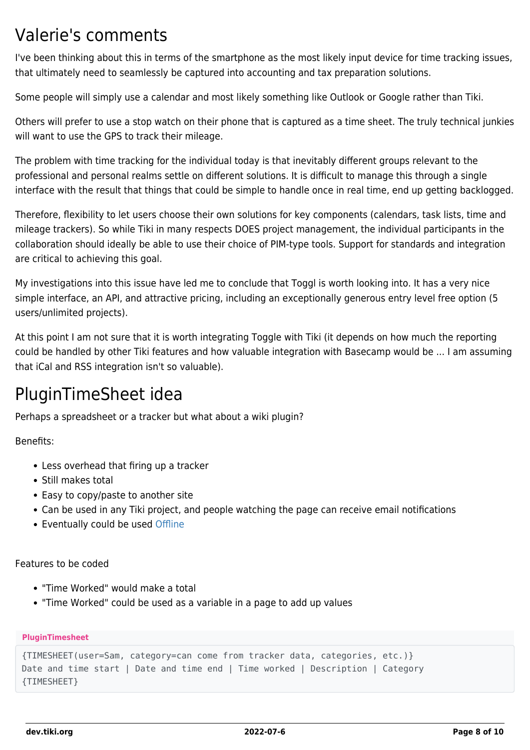## Valerie's comments

I've been thinking about this in terms of the smartphone as the most likely input device for time tracking issues, that ultimately need to seamlessly be captured into accounting and tax preparation solutions.

Some people will simply use a calendar and most likely something like Outlook or Google rather than Tiki.

Others will prefer to use a stop watch on their phone that is captured as a time sheet. The truly technical junkies will want to use the GPS to track their mileage.

The problem with time tracking for the individual today is that inevitably different groups relevant to the professional and personal realms settle on different solutions. It is difficult to manage this through a single interface with the result that things that could be simple to handle once in real time, end up getting backlogged.

Therefore, flexibility to let users choose their own solutions for key components (calendars, task lists, time and mileage trackers). So while Tiki in many respects DOES project management, the individual participants in the collaboration should ideally be able to use their choice of PIM-type tools. Support for standards and integration are critical to achieving this goal.

My investigations into this issue have led me to conclude that Toggl is worth looking into. It has a very nice simple interface, an API, and attractive pricing, including an exceptionally generous entry level free option (5 users/unlimited projects).

At this point I am not sure that it is worth integrating Toggle with Tiki (it depends on how much the reporting could be handled by other Tiki features and how valuable integration with Basecamp would be ... I am assuming that iCal and RSS integration isn't so valuable).

## PluginTimeSheet idea

Perhaps a spreadsheet or a tracker but what about a wiki plugin?

Benefits:

- Less overhead that firing up a tracker
- Still makes total
- Easy to copy/paste to another site
- Can be used in any Tiki project, and people watching the page can receive email notifications
- Eventually could be used Offline

Features to be coded

- "Time Worked" would make a total
- "Time Worked" could be used as a variable in a page to add up values

**PluginTimesheet**

```
{TIMESHEET(user=Sam, category=can come from tracker data, categories, etc.)}
Date and time start | Date and time end | Time worked | Description | Category
{TIMESHEET}
```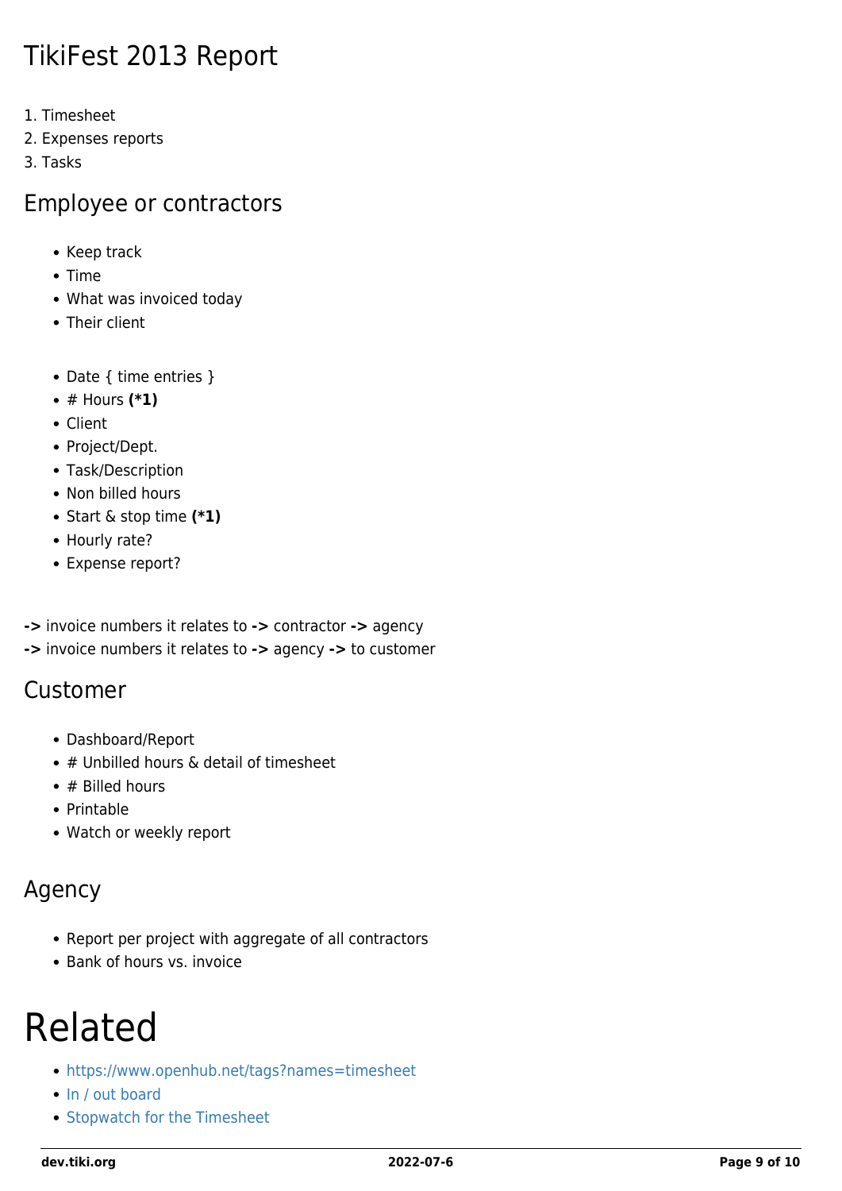## TikiFest 2013 Report

1. Timesheet
2. Expenses reports
3. Tasks

## Employee or contractors

- Keep track
- Time
- What was invoiced today
- Their client

- Date { time entries }
- # Hours **(*1)**
- Client
- Project/Dept.
- Task/Description
- Non billed hours
- Start & stop time **(*1)**
- Hourly rate?
- Expense report?

**->** invoice numbers it relates to **->** contractor **->** agency
**->** invoice numbers it relates to **->** agency **->** to customer

## Customer

- Dashboard/Report
- # Unbilled hours & detail of timesheet
- # Billed hours
- Printable
- Watch or weekly report

## Agency

- Report per project with aggregate of all contractors
- Bank of hours vs. invoice

# Related

- https://www.openhub.net/tags?names=timesheet
- In / out board
- Stopwatch for the Timesheet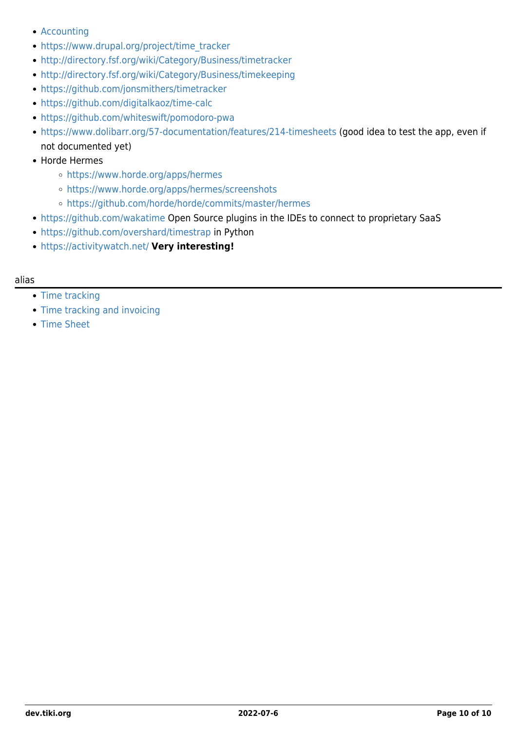- Accounting
- https://www.drupal.org/project/time_tracker
- http://directory.fsf.org/wiki/Category/Business/timetracker
- http://directory.fsf.org/wiki/Category/Business/timekeeping
- https://github.com/jonsmithers/timetracker
- https://github.com/digitalkaoz/time-calc
- https://github.com/whiteswift/pomodoro-pwa
- https://www.dolibarr.org/57-documentation/features/214-timesheets (good idea to test the app, even if not documented yet)
- Horde Hermes
  - https://www.horde.org/apps/hermes
  - https://www.horde.org/apps/hermes/screenshots
  - https://github.com/horde/horde/commits/master/hermes
- https://github.com/wakatime Open Source plugins in the IDEs to connect to proprietary SaaS
- https://github.com/overshard/timestrap in Python
- https://activitywatch.net/ **Very interesting!**

alias

- Time tracking
- Time tracking and invoicing
- Time Sheet